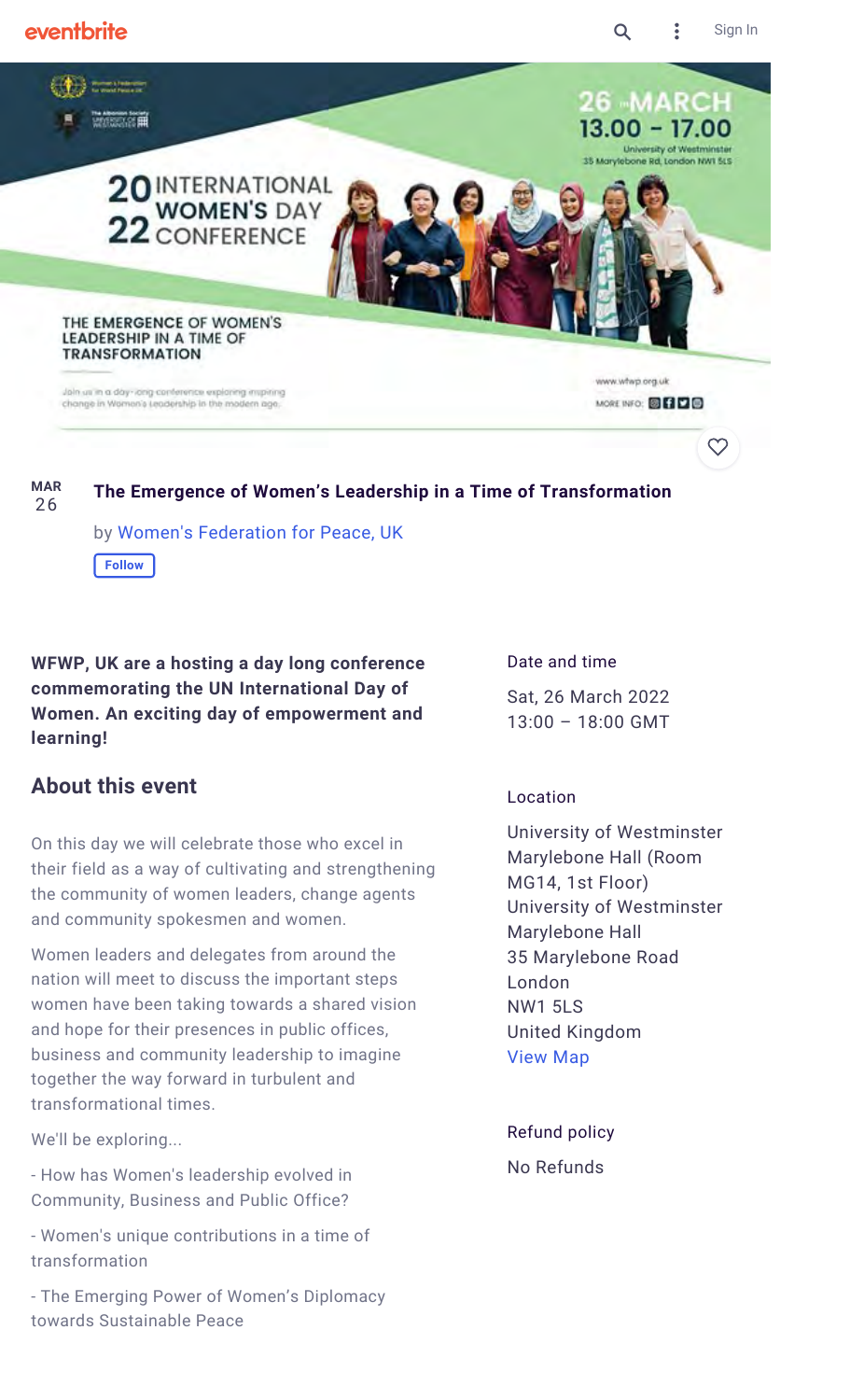eventbrite

Sign In

MAR
26

# The Emergence of Women's Leadership in a Time of Transformation

by Women's Federation for Peace, UK

Follow

**WFWP, UK are a hosting a day long conference commemorating the UN International Day of Women. An exciting day of empowerment and learning!**

## About this event

On this day we will celebrate those who excel in their field as a way of cultivating and strengthening the community of women leaders, change agents and community spokesmen and women.

Women leaders and delegates from around the nation will meet to discuss the important steps women have been taking towards a shared vision and hope for their presences in public offices, business and community leadership to imagine together the way forward in turbulent and transformational times.

We'll be exploring...

- How has Women's leadership evolved in Community, Business and Public Office?

- Women's unique contributions in a time of transformation

- The Emerging Power of Women's Diplomacy towards Sustainable Peace

Date and time

Sat, 26 March 2022
13:00 – 18:00 GMT

Location

University of Westminster Marylebone Hall (Room MG14, 1st Floor)
University of Westminster Marylebone Hall
35 Marylebone Road
London
NW1 5LS
United Kingdom
View Map

Refund policy

No Refunds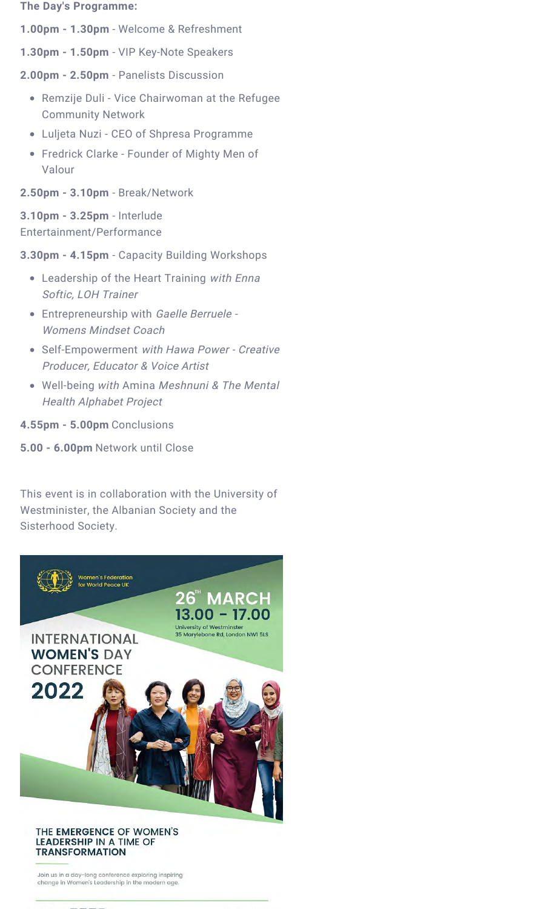**The Day's Programme:**

**1.00pm - 1.30pm** - Welcome & Refreshment

**1.30pm - 1.50pm** - VIP Key-Note Speakers

**2.00pm - 2.50pm** - Panelists Discussion

- Remzije Duli - Vice Chairwoman at the Refugee Community Network
- Luljeta Nuzi - CEO of Shpresa Programme
- Fredrick Clarke - Founder of Mighty Men of Valour

**2.50pm - 3.10pm** - Break/Network

**3.10pm - 3.25pm** - Interlude Entertainment/Performance

**3.30pm - 4.15pm** - Capacity Building Workshops

- Leadership of the Heart Training *with Enna Softic, LOH Trainer*
- Entrepreneurship with *Gaelle Berruele - Womens Mindset Coach*
- Self-Empowerment *with Hawa Power - Creative Producer, Educator & Voice Artist*
- Well-being *with* Amina *Meshnuni & The Mental Health Alphabet Project*

**4.55pm - 5.00pm** Conclusions

**5.00 - 6.00pm** Network until Close

This event is in collaboration with the University of Westminister, the Albanian Society and the Sisterhood Society.

Women's Federation for World Peace UK

26TH MARCH
13.00 - 17.00
University of Westminster
35 Marylebone Rd, London NW1 5LS

INTERNATIONAL WOMEN'S DAY CONFERENCE 2022

THE EMERGENCE OF WOMEN'S LEADERSHIP IN A TIME OF TRANSFORMATION

Join us in a day-long conference exploring inspiring change in Women's Leadership in the modern age.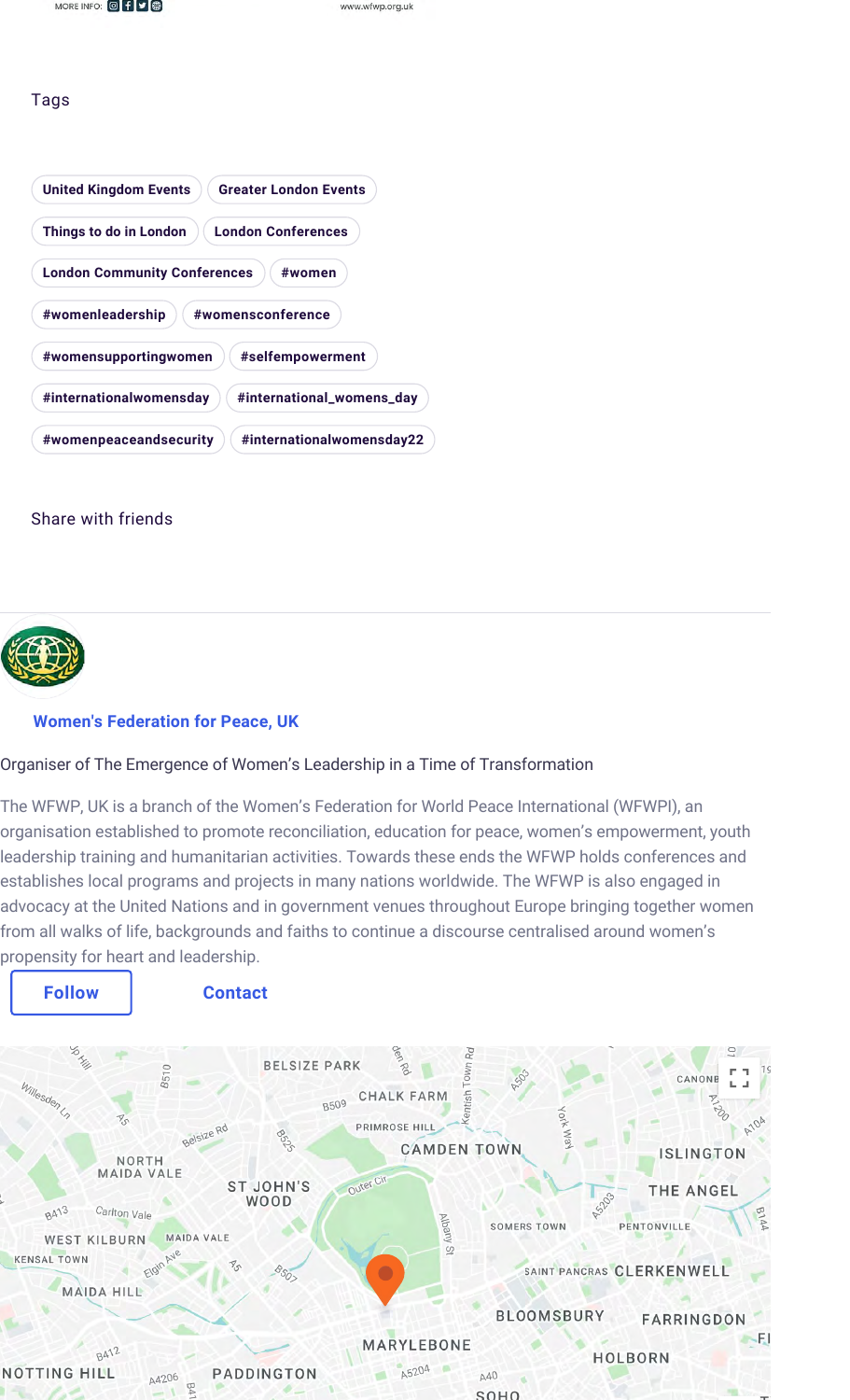MORE INFO: www.wfwp.org.uk

Tags

United Kingdom Events
Greater London Events
Things to do in London
London Conferences
London Community Conferences
#women
#womenleadership
#womensconference
#womensupportingwomen
#selfempowerment
#internationalwomensday
#international_womens_day
#womenpeaceandsecurity
#internationalwomensday22

Share with friends

**Women's Federation for Peace, UK**

Organiser of The Emergence of Women's Leadership in a Time of Transformation

The WFWP, UK is a branch of the Women's Federation for World Peace International (WFWPI), an organisation established to promote reconciliation, education for peace, women's empowerment, youth leadership training and humanitarian activities. Towards these ends the WFWP holds conferences and establishes local programs and projects in many nations worldwide. The WFWP is also engaged in advocacy at the United Nations and in government venues throughout Europe bringing together women from all walks of life, backgrounds and faiths to continue a discourse centralised around women's propensity for heart and leadership.

Follow

Contact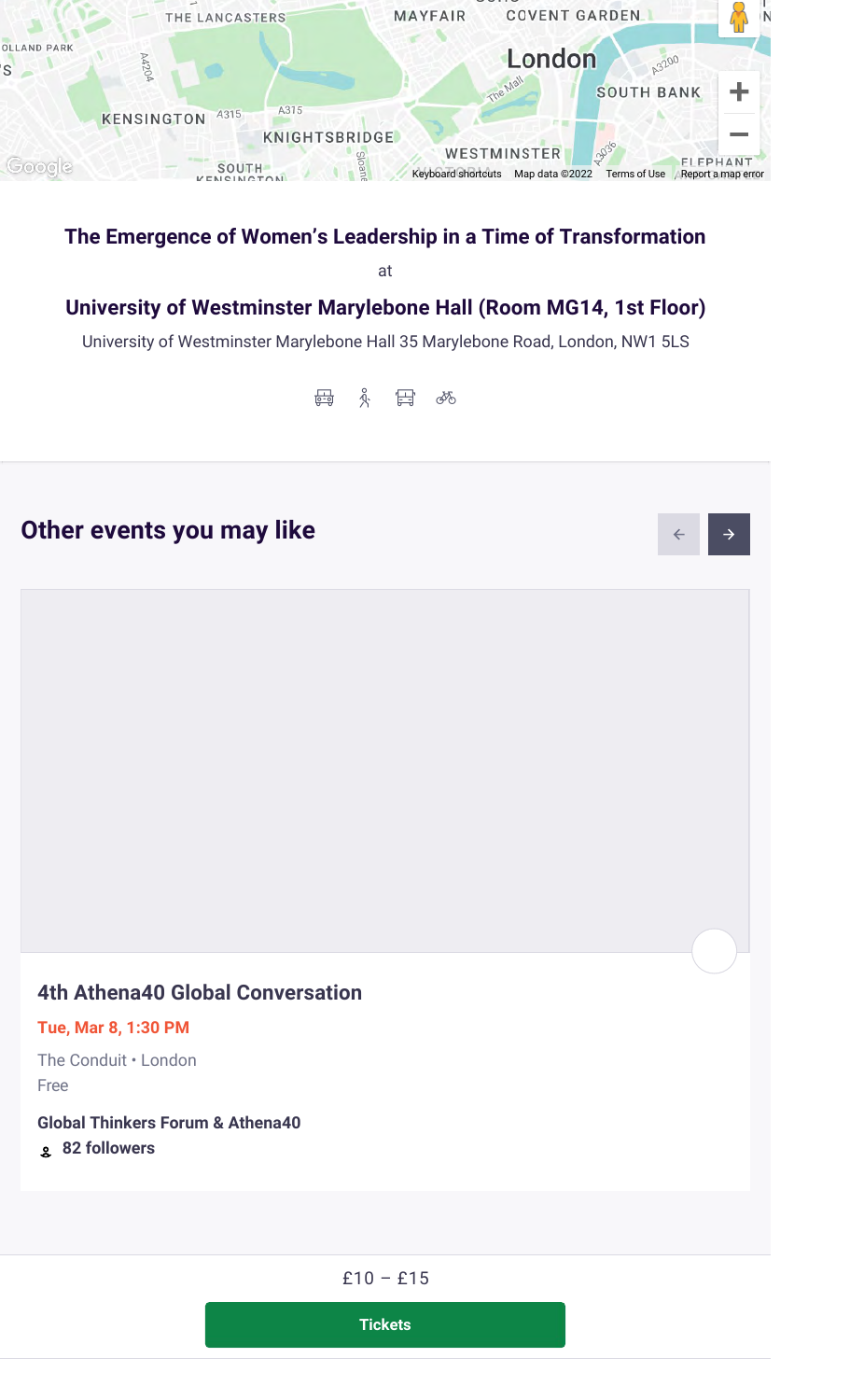**The Emergence of Women's Leadership in a Time of Transformation**

at

**University of Westminster Marylebone Hall (Room MG14, 1st Floor)**

University of Westminster Marylebone Hall 35 Marylebone Road, London, NW1 5LS

## Other events you may like

### 4th Athena40 Global Conversation

**Tue, Mar 8, 1:30 PM**

The Conduit • London

Free

**Global Thinkers Forum & Athena40**

**82 followers**

£10 – £15

**Tickets**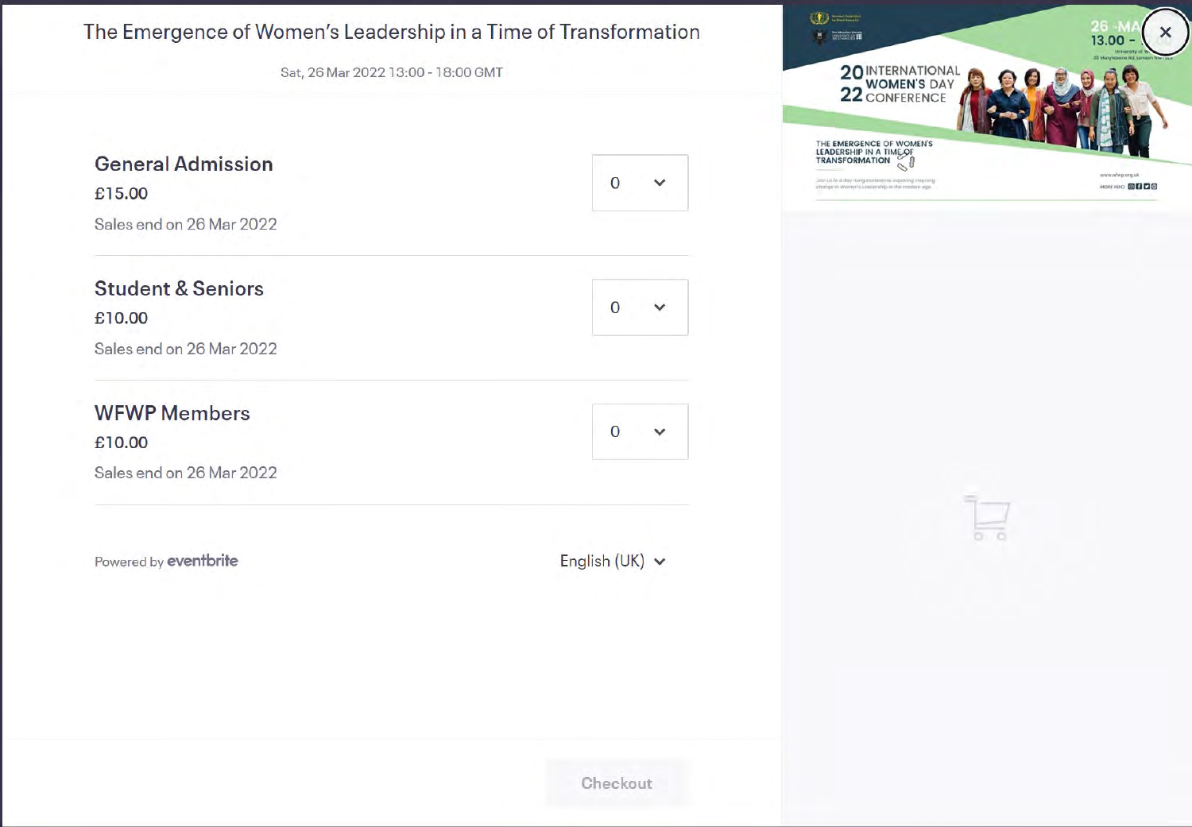The Emergence of Women's Leadership in a Time of Transformation

Sat, 26 Mar 2022 13:00 - 18:00 GMT

**General Admission**

**£15.00**

Sales end on 26 Mar 2022

0

**Student & Seniors**

**£10.00**

Sales end on 26 Mar 2022

0

**WFWP Members**

**£10.00**

Sales end on 26 Mar 2022

0

Powered by eventbrite

English (UK)

Checkout

20 INTERNATIONAL WOMEN'S DAY 22 CONFERENCE

THE EMERGENCE OF WOMEN'S LEADERSHIP IN A TIME OF TRANSFORMATION

26 MA 13.00 -

www.wfwp.org.uk